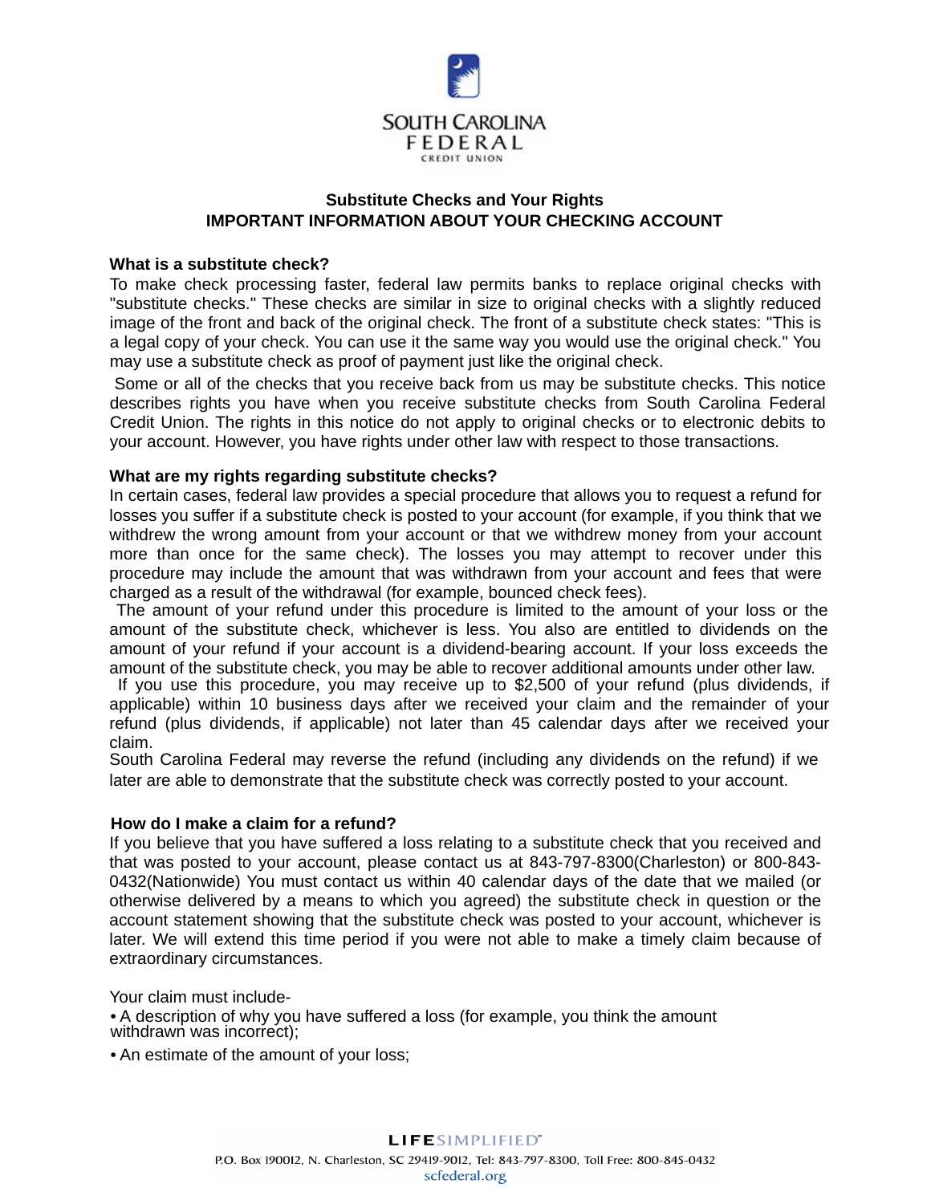# Substitute Checks and Your Rights
## IMPORTANT INFORMATION ABOUT YOUR CHECKING ACCOUNT

### What is a substitute check?

To make check processing faster, federal law permits banks to replace original checks with "substitute checks." These checks are similar in size to original checks with a slightly reduced image of the front and back of the original check. The front of a substitute check states: "This is a legal copy of your check. You can use it the same way you would use the original check." You may use a substitute check as proof of payment just like the original check.

Some or all of the checks that you receive back from us may be substitute checks. This notice describes rights you have when you receive substitute checks from South Carolina Federal Credit Union. The rights in this notice do not apply to original checks or to electronic debits to your account. However, you have rights under other law with respect to those transactions.

### What are my rights regarding substitute checks?

In certain cases, federal law provides a special procedure that allows you to request a refund for losses you suffer if a substitute check is posted to your account (for example, if you think that we withdrew the wrong amount from your account or that we withdrew money from your account more than once for the same check). The losses you may attempt to recover under this procedure may include the amount that was withdrawn from your account and fees that were charged as a result of the withdrawal (for example, bounced check fees).

The amount of your refund under this procedure is limited to the amount of your loss or the amount of the substitute check, whichever is less. You also are entitled to dividends on the amount of your refund if your account is a dividend-bearing account. If your loss exceeds the amount of the substitute check, you may be able to recover additional amounts under other law.

If you use this procedure, you may receive up to $2,500 of your refund (plus dividends, if applicable) within 10 business days after we received your claim and the remainder of your refund (plus dividends, if applicable) not later than 45 calendar days after we received your claim.

South Carolina Federal may reverse the refund (including any dividends on the refund) if we later are able to demonstrate that the substitute check was correctly posted to your account.

### How do I make a claim for a refund?

If you believe that you have suffered a loss relating to a substitute check that you received and that was posted to your account, please contact us at 843-797-8300(Charleston) or 800-843-0432(Nationwide) You must contact us within 40 calendar days of the date that we mailed (or otherwise delivered by a means to which you agreed) the substitute check in question or the account statement showing that the substitute check was posted to your account, whichever is later. We will extend this time period if you were not able to make a timely claim because of extraordinary circumstances.

Your claim must include-

- A description of why you have suffered a loss (for example, you think the amount withdrawn was incorrect);
- An estimate of the amount of your loss;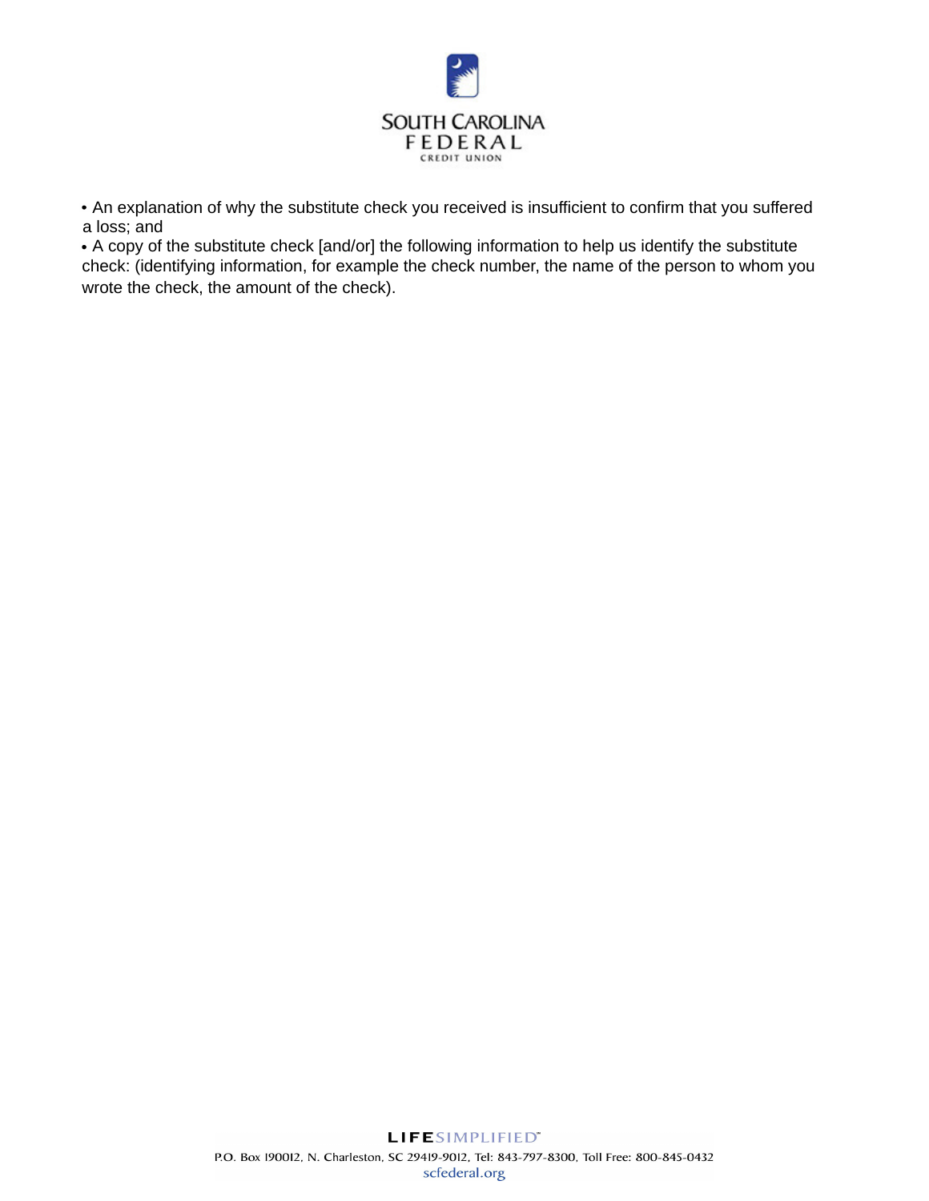- An explanation of why the substitute check you received is insufficient to confirm that you suffered a loss; and
- A copy of the substitute check [and/or] the following information to help us identify the substitute check: (identifying information, for example the check number, the name of the person to whom you wrote the check, the amount of the check).